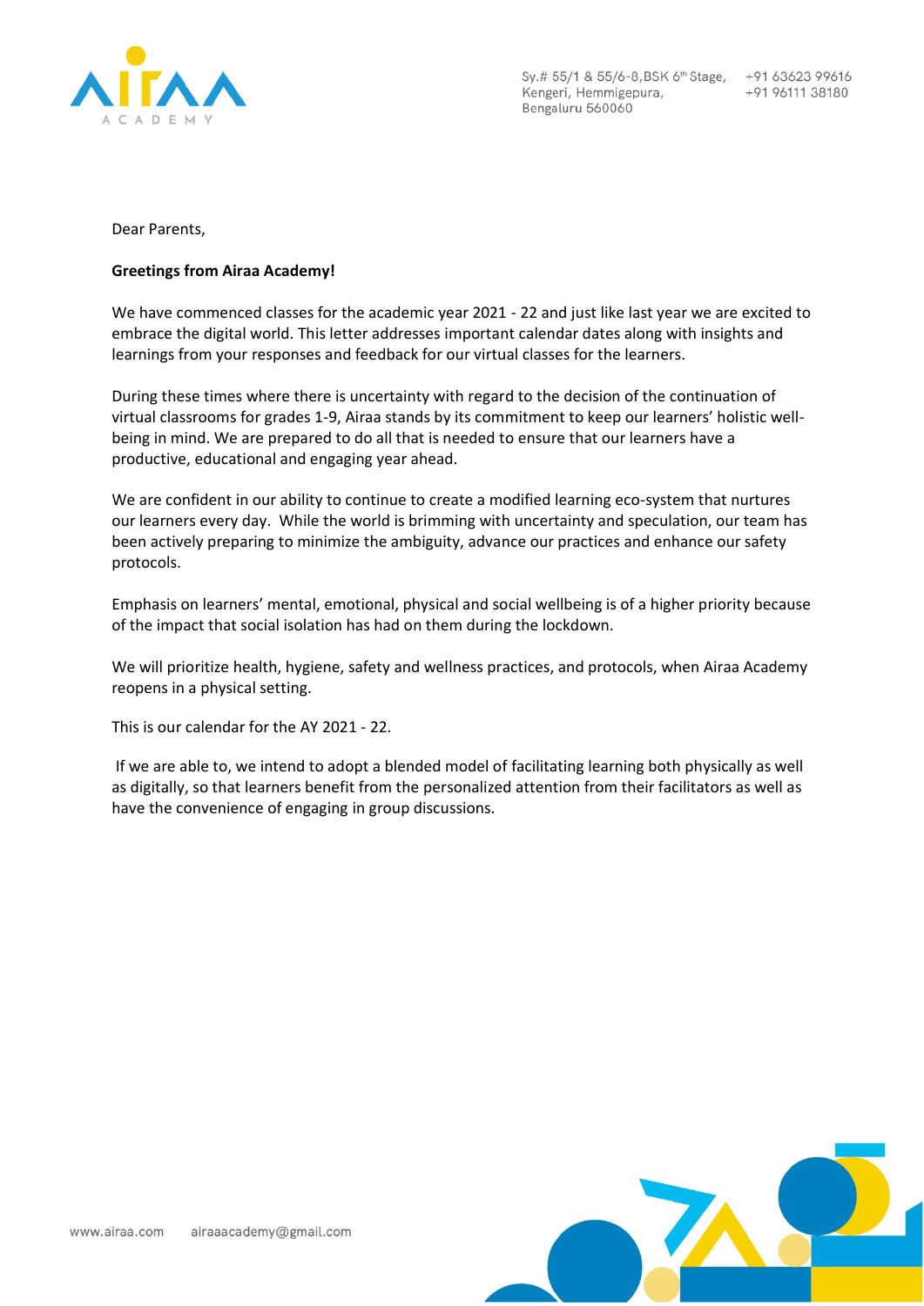Dear Parents,

**Greetings from Airaa Academy!**

We have commenced classes for the academic year 2021 - 22 and just like last year we are excited to embrace the digital world. This letter addresses important calendar dates along with insights and learnings from your responses and feedback for our virtual classes for the learners.

During these times where there is uncertainty with regard to the decision of the continuation of virtual classrooms for grades 1-9, Airaa stands by its commitment to keep our learners' holistic well-being in mind. We are prepared to do all that is needed to ensure that our learners have a productive, educational and engaging year ahead.

We are confident in our ability to continue to create a modified learning eco-system that nurtures our learners every day. While the world is brimming with uncertainty and speculation, our team has been actively preparing to minimize the ambiguity, advance our practices and enhance our safety protocols.

Emphasis on learners' mental, emotional, physical and social wellbeing is of a higher priority because of the impact that social isolation has had on them during the lockdown.

We will prioritize health, hygiene, safety and wellness practices, and protocols, when Airaa Academy reopens in a physical setting.

This is our calendar for the AY 2021 - 22.

If we are able to, we intend to adopt a blended model of facilitating learning both physically as well as digitally, so that learners benefit from the personalized attention from their facilitators as well as have the convenience of engaging in group discussions.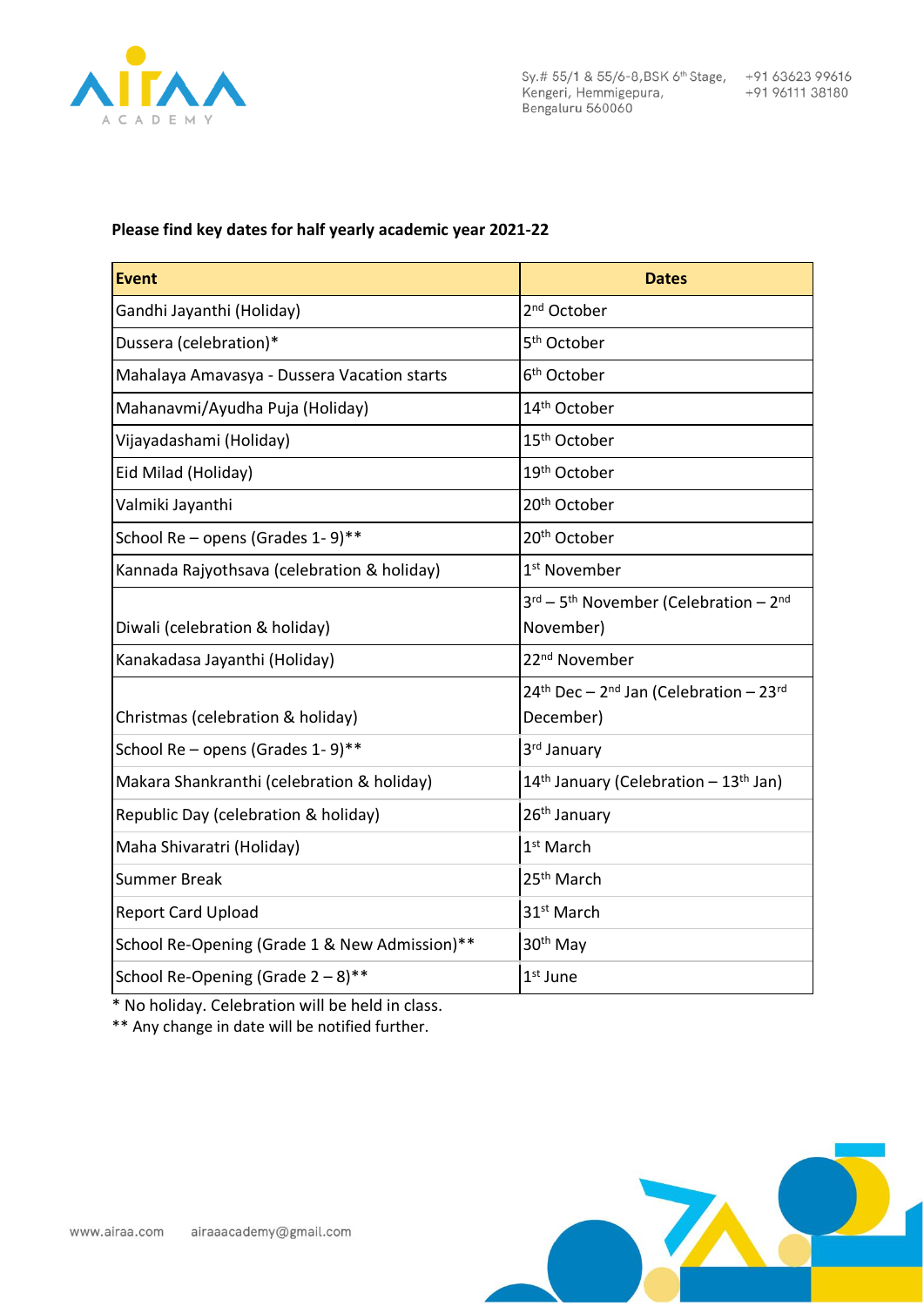**Please find key dates for half yearly academic year 2021-22**

| Event | Dates |
|---|---|
| Gandhi Jayanthi (Holiday) | 2nd October |
| Dussera (celebration)* | 5th October |
| Mahalaya Amavasya - Dussera Vacation starts | 6th October |
| Mahanavmi/Ayudha Puja (Holiday) | 14th October |
| Vijayadashami (Holiday) | 15th October |
| Eid Milad (Holiday) | 19th October |
| Valmiki Jayanthi | 20th October |
| School Re – opens (Grades 1- 9)** | 20th October |
| Kannada Rajyothsava (celebration & holiday) | 1st November |
| Diwali (celebration & holiday) | 3rd – 5th November (Celebration – 2nd November) |
| Kanakadasa Jayanthi (Holiday) | 22nd November |
| Christmas (celebration & holiday) | 24th Dec – 2nd Jan (Celebration – 23rd December) |
| School Re – opens (Grades 1- 9)** | 3rd January |
| Makara Shankranthi (celebration & holiday) | 14th January (Celebration – 13th Jan) |
| Republic Day (celebration & holiday) | 26th January |
| Maha Shivaratri (Holiday) | 1st March |
| Summer Break | 25th March |
| Report Card Upload | 31st March |
| School Re-Opening (Grade 1 & New Admission)** | 30th May |
| School Re-Opening (Grade 2 – 8)** | 1st June |

* No holiday. Celebration will be held in class.

** Any change in date will be notified further.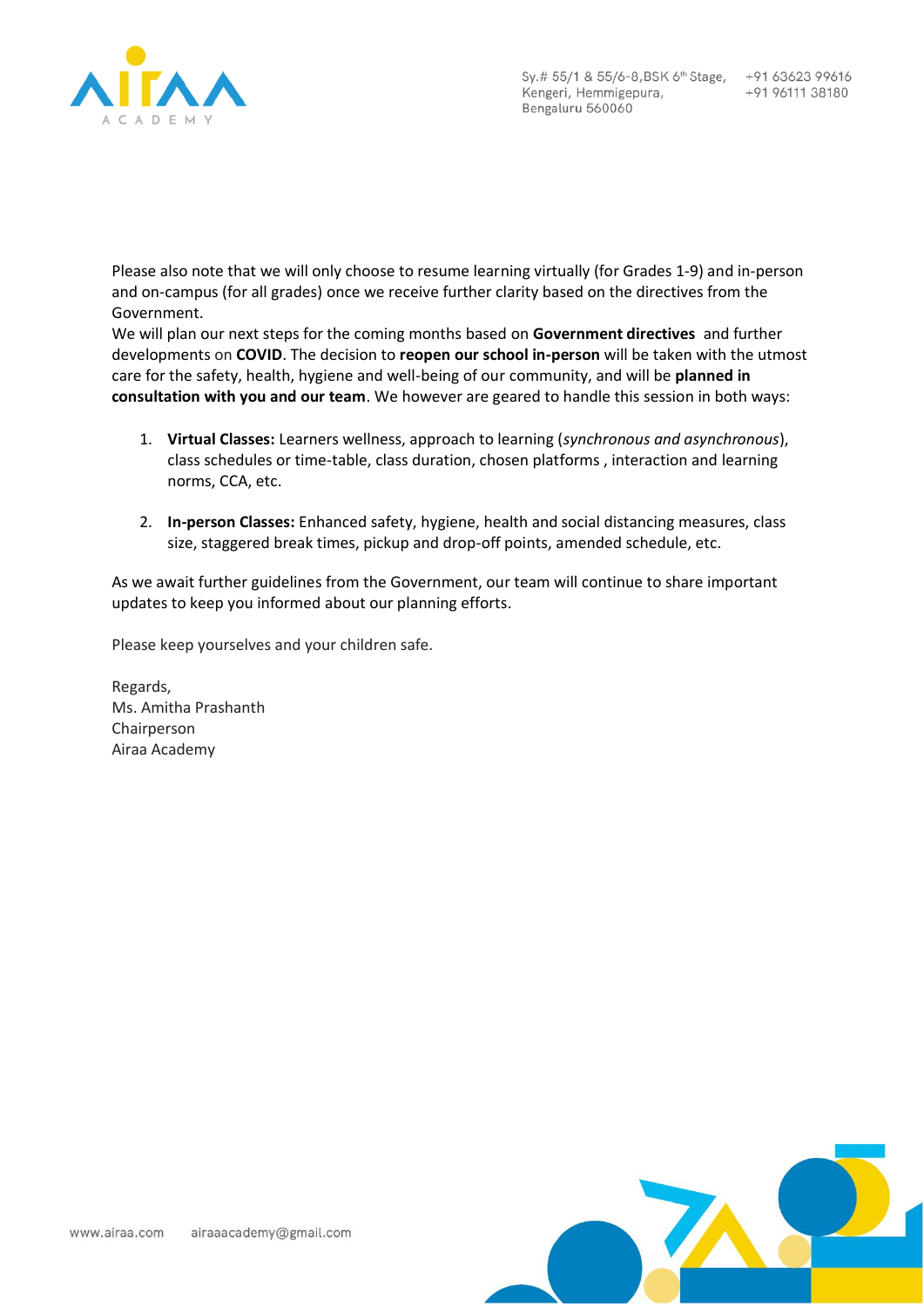Please also note that we will only choose to resume learning virtually (for Grades 1-9) and in-person and on-campus (for all grades) once we receive further clarity based on the directives from the Government.
We will plan our next steps for the coming months based on **Government directives** and further developments on **COVID**. The decision to **reopen our school in-person** will be taken with the utmost care for the safety, health, hygiene and well-being of our community, and will be **planned in consultation with you and our team**. We however are geared to handle this session in both ways:

1. **Virtual Classes:** Learners wellness, approach to learning (*synchronous and asynchronous*), class schedules or time-table, class duration, chosen platforms , interaction and learning norms, CCA, etc.

2. **In-person Classes:** Enhanced safety, hygiene, health and social distancing measures, class size, staggered break times, pickup and drop-off points, amended schedule, etc.

As we await further guidelines from the Government, our team will continue to share important updates to keep you informed about our planning efforts.

Please keep yourselves and your children safe.

Regards,
Ms. Amitha Prashanth
Chairperson
Airaa Academy